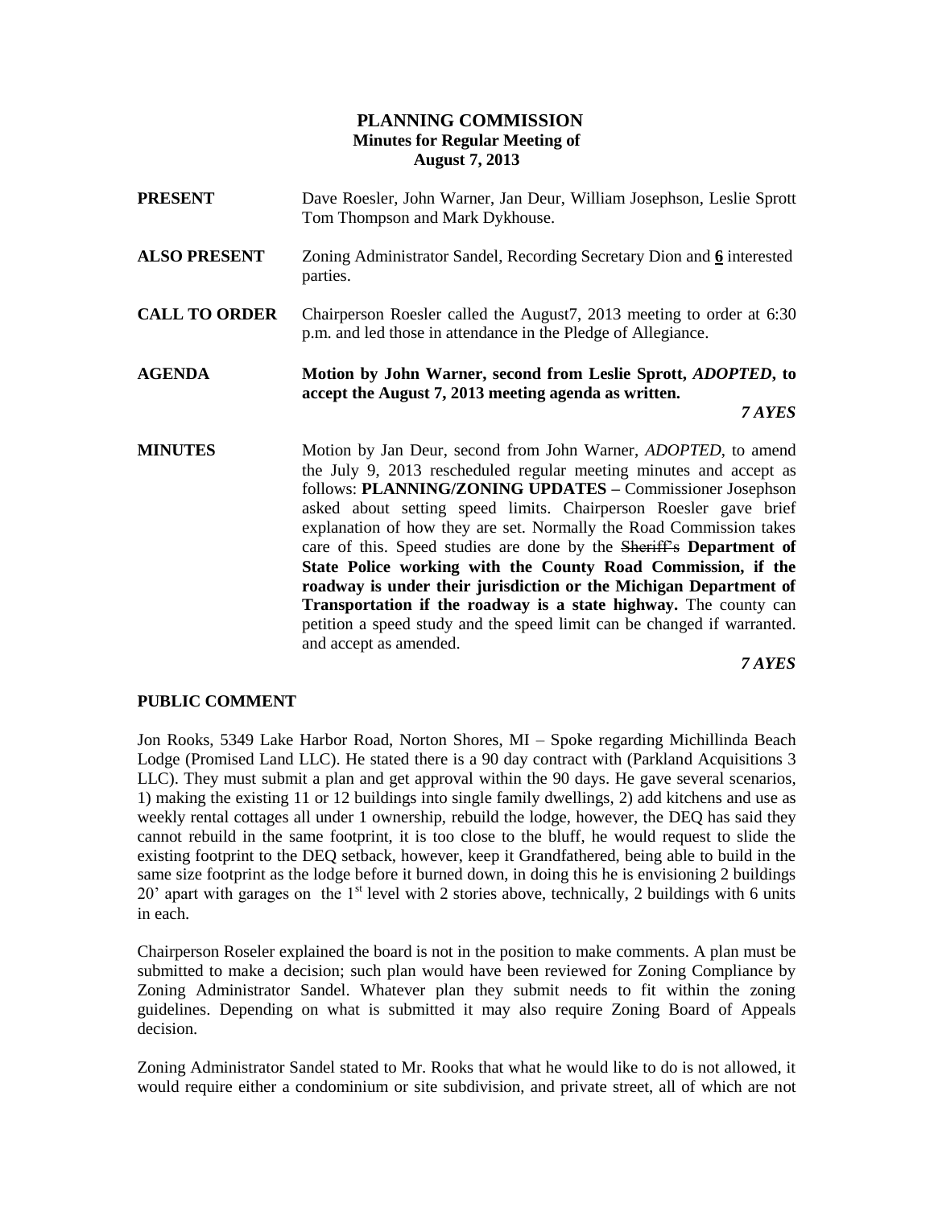# PLANNING COMMISSION
## Minutes for Regular Meeting of
## August 7, 2013

**PRESENT** Dave Roesler, John Warner, Jan Deur, William Josephson, Leslie Sprott Tom Thompson and Mark Dykhouse.

**ALSO PRESENT** Zoning Administrator Sandel, Recording Secretary Dion and **6** interested parties.

**CALL TO ORDER** Chairperson Roesler called the August7, 2013 meeting to order at 6:30 p.m. and led those in attendance in the Pledge of Allegiance.

**AGENDA** **Motion by John Warner, second from Leslie Sprott, *ADOPTED*, to accept the August 7, 2013 meeting agenda as written.**

***7 AYES***

**MINUTES** Motion by Jan Deur, second from John Warner, *ADOPTED*, to amend the July 9, 2013 rescheduled regular meeting minutes and accept as follows: **PLANNING/ZONING UPDATES –** Commissioner Josephson asked about setting speed limits. Chairperson Roesler gave brief explanation of how they are set. Normally the Road Commission takes care of this. Speed studies are done by the ~~Sheriff's~~ **Department of State Police working with the County Road Commission, if the roadway is under their jurisdiction or the Michigan Department of Transportation if the roadway is a state highway.** The county can petition a speed study and the speed limit can be changed if warranted. and accept as amended.

***7 AYES***

**PUBLIC COMMENT**

Jon Rooks, 5349 Lake Harbor Road, Norton Shores, MI – Spoke regarding Michillinda Beach Lodge (Promised Land LLC). He stated there is a 90 day contract with (Parkland Acquisitions 3 LLC). They must submit a plan and get approval within the 90 days. He gave several scenarios, 1) making the existing 11 or 12 buildings into single family dwellings, 2) add kitchens and use as weekly rental cottages all under 1 ownership, rebuild the lodge, however, the DEQ has said they cannot rebuild in the same footprint, it is too close to the bluff, he would request to slide the existing footprint to the DEQ setback, however, keep it Grandfathered, being able to build in the same size footprint as the lodge before it burned down, in doing this he is envisioning 2 buildings 20' apart with garages on the 1st level with 2 stories above, technically, 2 buildings with 6 units in each.

Chairperson Roseler explained the board is not in the position to make comments. A plan must be submitted to make a decision; such plan would have been reviewed for Zoning Compliance by Zoning Administrator Sandel. Whatever plan they submit needs to fit within the zoning guidelines. Depending on what is submitted it may also require Zoning Board of Appeals decision.

Zoning Administrator Sandel stated to Mr. Rooks that what he would like to do is not allowed, it would require either a condominium or site subdivision, and private street, all of which are not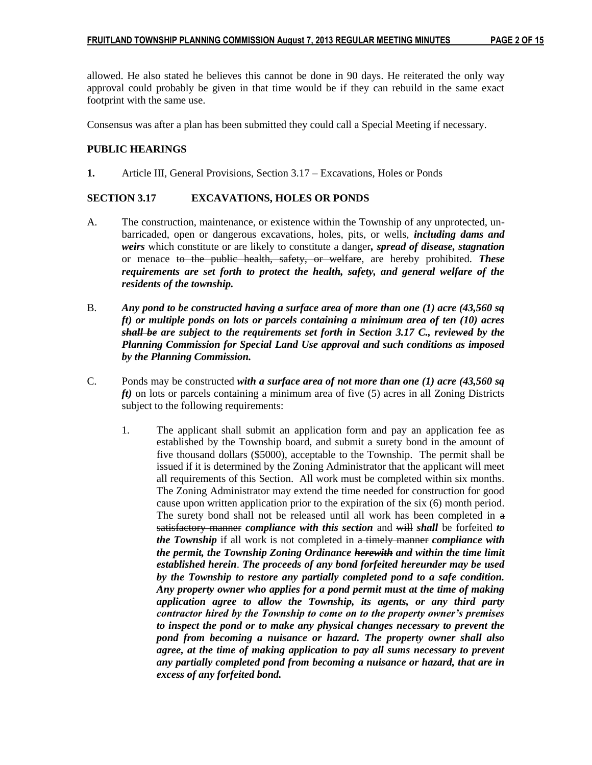allowed. He also stated he believes this cannot be done in 90 days. He reiterated the only way approval could probably be given in that time would be if they can rebuild in the same exact footprint with the same use.

Consensus was after a plan has been submitted they could call a Special Meeting if necessary.

**PUBLIC HEARINGS**

**1.** Article III, General Provisions, Section 3.17 – Excavations, Holes or Ponds

**SECTION 3.17 EXCAVATIONS, HOLES OR PONDS**

A. The construction, maintenance, or existence within the Township of any unprotected, un-barricaded, open or dangerous excavations, holes, pits, or wells, ***including dams and weirs*** which constitute or are likely to constitute a danger***, spread of disease, stagnation*** or menace ~~to the public health, safety, or welfare~~, are hereby prohibited. ***These requirements are set forth to protect the health, safety, and general welfare of the residents of the township.***

B. ***Any pond to be constructed having a surface area of more than one (1) acre (43,560 sq ft) or multiple ponds on lots or parcels containing a minimum area of ten (10) acres*** ~~***shall be***~~ ***are subject to the requirements set forth in Section 3.17 C., review~~ed~~ by the Planning Commission for Special Land Use approval and such conditions as imposed by the Planning Commission.***

C. Ponds may be constructed ***with a surface area of not more than one (1) acre (43,560 sq ft)*** on lots or parcels containing a minimum area of five (5) acres in all Zoning Districts subject to the following requirements:

   1. The applicant shall submit an application form and pay an application fee as established by the Township board, and submit a surety bond in the amount of five thousand dollars ($5000), acceptable to the Township. The permit shall be issued if it is determined by the Zoning Administrator that the applicant will meet all requirements of this Section. All work must be completed within six months. The Zoning Administrator may extend the time needed for construction for good cause upon written application prior to the expiration of the six (6) month period. The surety bond shall not be released until all work has been completed in ~~a satisfactory manner~~ ***compliance with this section*** and ~~will~~ ***shall*** be forfeited ***to the Township*** if all work is not completed in ~~a timely manner~~ ***compliance with the permit, the Township Zoning Ordinance*** ~~***herewith***~~ ***and within the time limit established herein***. ***The proceeds of any bond forfeited hereunder may be used by the Township to restore any partially completed pond to a safe condition. Any property owner who applies for a pond permit must at the time of making application agree to allow the Township, its agents, or any third party contractor hired by the Township to come on to the property owner's premises to inspect the pond or to make any physical changes necessary to prevent the pond from becoming a nuisance or hazard. The property owner shall also agree, at the time of making application to pay all sums necessary to prevent any partially completed pond from becoming a nuisance or hazard, that are in excess of any forfeited bond.***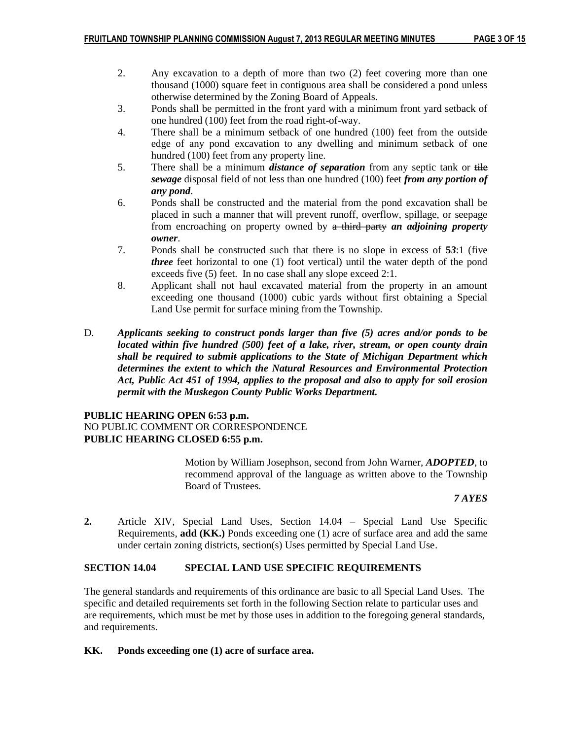2. Any excavation to a depth of more than two (2) feet covering more than one thousand (1000) square feet in contiguous area shall be considered a pond unless otherwise determined by the Zoning Board of Appeals.
3. Ponds shall be permitted in the front yard with a minimum front yard setback of one hundred (100) feet from the road right-of-way.
4. There shall be a minimum setback of one hundred (100) feet from the outside edge of any pond excavation to any dwelling and minimum setback of one hundred (100) feet from any property line.
5. There shall be a minimum ***distance of separation*** from any septic tank or ~~tile~~ ***sewage*** disposal field of not less than one hundred (100) feet ***from any portion of any pond***.
6. Ponds shall be constructed and the material from the pond excavation shall be placed in such a manner that will prevent runoff, overflow, spillage, or seepage from encroaching on property owned by ~~a third party~~ ***an adjoining property owner***.
7. Ponds shall be constructed such that there is no slope in excess of ~~5~~***3***:1 (~~five~~ ***three*** feet horizontal to one (1) foot vertical) until the water depth of the pond exceeds five (5) feet. In no case shall any slope exceed 2:1.
8. Applicant shall not haul excavated material from the property in an amount exceeding one thousand (1000) cubic yards without first obtaining a Special Land Use permit for surface mining from the Township.

D. ***Applicants seeking to construct ponds larger than five (5) acres and/or ponds to be located within five hundred (500) feet of a lake, river, stream, or open county drain shall be required to submit applications to the State of Michigan Department which determines the extent to which the Natural Resources and Environmental Protection Act, Public Act 451 of 1994, applies to the proposal and also to apply for soil erosion permit with the Muskegon County Public Works Department.***

**PUBLIC HEARING OPEN 6:53 p.m.**
NO PUBLIC COMMENT OR CORRESPONDENCE
**PUBLIC HEARING CLOSED 6:55 p.m.**

Motion by William Josephson, second from John Warner, ***ADOPTED***, to recommend approval of the language as written above to the Township Board of Trustees.

***7 AYES***

**2.** Article XIV, Special Land Uses, Section 14.04 – Special Land Use Specific Requirements, **add (KK.)** Ponds exceeding one (1) acre of surface area and add the same under certain zoning districts, section(s) Uses permitted by Special Land Use.

**SECTION 14.04 SPECIAL LAND USE SPECIFIC REQUIREMENTS**

The general standards and requirements of this ordinance are basic to all Special Land Uses. The specific and detailed requirements set forth in the following Section relate to particular uses and are requirements, which must be met by those uses in addition to the foregoing general standards, and requirements.

**KK. Ponds exceeding one (1) acre of surface area.**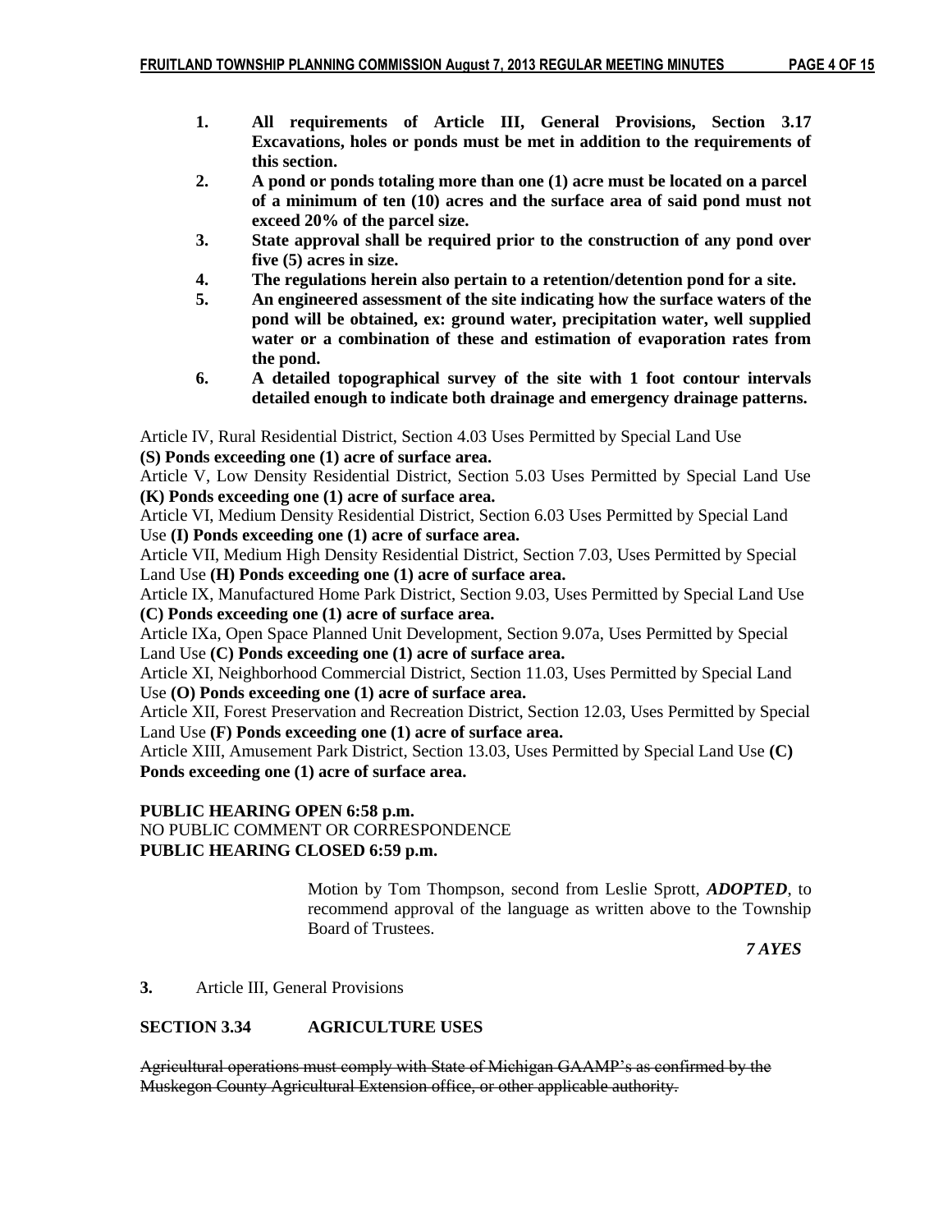1. **All requirements of Article III, General Provisions, Section 3.17 Excavations, holes or ponds must be met in addition to the requirements of this section.**
2. **A pond or ponds totaling more than one (1) acre must be located on a parcel of a minimum of ten (10) acres and the surface area of said pond must not exceed 20% of the parcel size.**
3. **State approval shall be required prior to the construction of any pond over five (5) acres in size.**
4. **The regulations herein also pertain to a retention/detention pond for a site.**
5. **An engineered assessment of the site indicating how the surface waters of the pond will be obtained, ex: ground water, precipitation water, well supplied water or a combination of these and estimation of evaporation rates from the pond.**
6. **A detailed topographical survey of the site with 1 foot contour intervals detailed enough to indicate both drainage and emergency drainage patterns.**

Article IV, Rural Residential District, Section 4.03 Uses Permitted by Special Land Use **(S) Ponds exceeding one (1) acre of surface area.**

Article V, Low Density Residential District, Section 5.03 Uses Permitted by Special Land Use **(K) Ponds exceeding one (1) acre of surface area.**

Article VI, Medium Density Residential District, Section 6.03 Uses Permitted by Special Land Use **(I) Ponds exceeding one (1) acre of surface area.**

Article VII, Medium High Density Residential District, Section 7.03, Uses Permitted by Special Land Use **(H) Ponds exceeding one (1) acre of surface area.**

Article IX, Manufactured Home Park District, Section 9.03, Uses Permitted by Special Land Use **(C) Ponds exceeding one (1) acre of surface area.**

Article IXa, Open Space Planned Unit Development, Section 9.07a, Uses Permitted by Special Land Use **(C) Ponds exceeding one (1) acre of surface area.**

Article XI, Neighborhood Commercial District, Section 11.03, Uses Permitted by Special Land Use **(O) Ponds exceeding one (1) acre of surface area.**

Article XII, Forest Preservation and Recreation District, Section 12.03, Uses Permitted by Special Land Use **(F) Ponds exceeding one (1) acre of surface area.**

Article XIII, Amusement Park District, Section 13.03, Uses Permitted by Special Land Use **(C) Ponds exceeding one (1) acre of surface area.**

**PUBLIC HEARING OPEN 6:58 p.m.**
NO PUBLIC COMMENT OR CORRESPONDENCE
**PUBLIC HEARING CLOSED 6:59 p.m.**

Motion by Tom Thompson, second from Leslie Sprott, ***ADOPTED***, to recommend approval of the language as written above to the Township Board of Trustees.

***7 AYES***

**3.** Article III, General Provisions

**SECTION 3.34 AGRICULTURE USES**

~~Agricultural operations must comply with State of Michigan GAAMP's as confirmed by the Muskegon County Agricultural Extension office, or other applicable authority.~~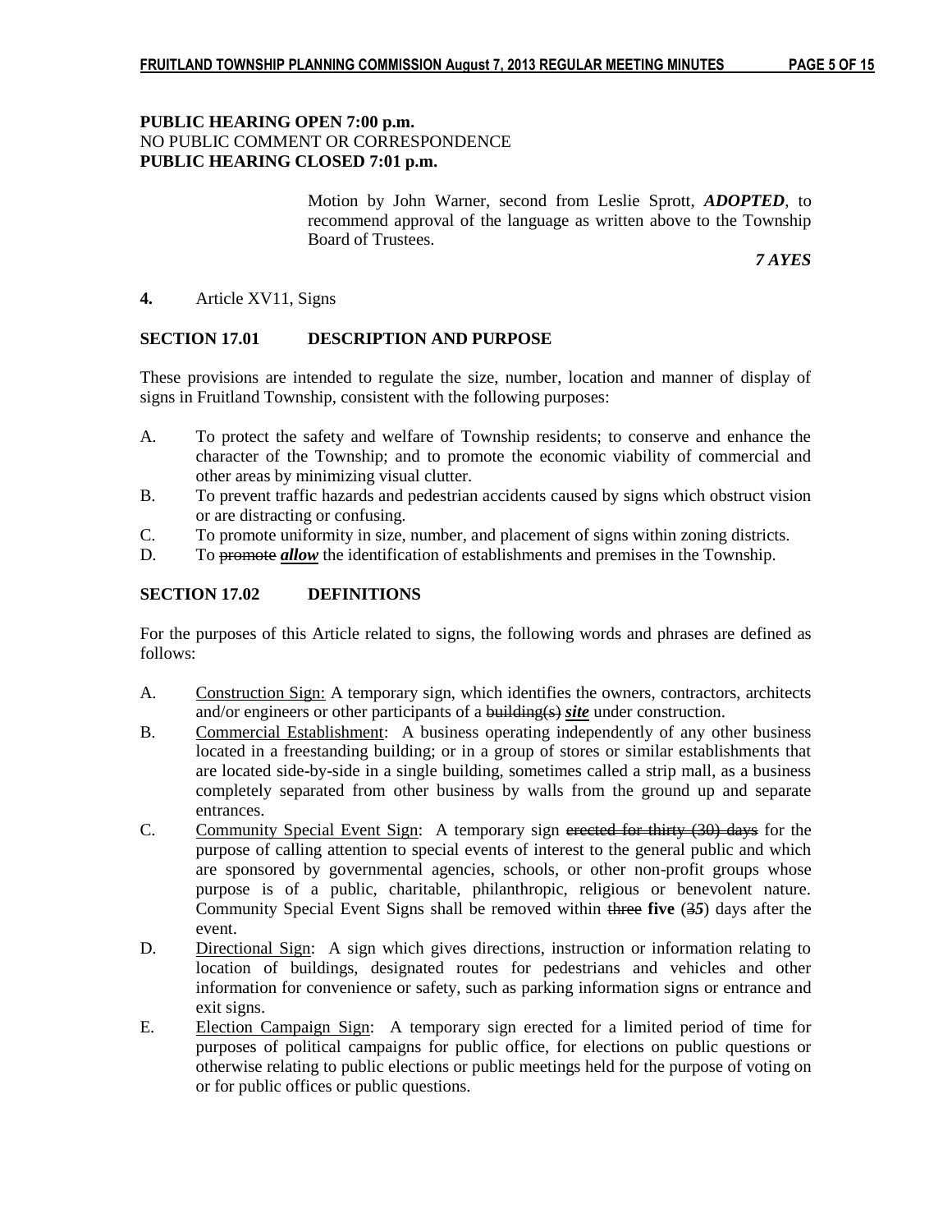**PUBLIC HEARING OPEN 7:00 p.m.**
NO PUBLIC COMMENT OR CORRESPONDENCE
**PUBLIC HEARING CLOSED 7:01 p.m.**

Motion by John Warner, second from Leslie Sprott, ***ADOPTED***, to recommend approval of the language as written above to the Township Board of Trustees.

***7 AYES***

**4.** Article XV11, Signs

**SECTION 17.01 DESCRIPTION AND PURPOSE**

These provisions are intended to regulate the size, number, location and manner of display of signs in Fruitland Township, consistent with the following purposes:

A. To protect the safety and welfare of Township residents; to conserve and enhance the character of the Township; and to promote the economic viability of commercial and other areas by minimizing visual clutter.
B. To prevent traffic hazards and pedestrian accidents caused by signs which obstruct vision or are distracting or confusing.
C. To promote uniformity in size, number, and placement of signs within zoning districts.
D. To ~~promote~~ ***allow*** the identification of establishments and premises in the Township.

**SECTION 17.02 DEFINITIONS**

For the purposes of this Article related to signs, the following words and phrases are defined as follows:

A. Construction Sign: A temporary sign, which identifies the owners, contractors, architects and/or engineers or other participants of a ~~building(s)~~ ***site*** under construction.
B. Commercial Establishment: A business operating independently of any other business located in a freestanding building; or in a group of stores or similar establishments that are located side-by-side in a single building, sometimes called a strip mall, as a business completely separated from other business by walls from the ground up and separate entrances.
C. Community Special Event Sign: A temporary sign ~~erected for thirty (30) days~~ for the purpose of calling attention to special events of interest to the general public and which are sponsored by governmental agencies, schools, or other non-profit groups whose purpose is of a public, charitable, philanthropic, religious or benevolent nature. Community Special Event Signs shall be removed within ~~three~~ **five** (~~3~~*5*) days after the event.
D. Directional Sign: A sign which gives directions, instruction or information relating to location of buildings, designated routes for pedestrians and vehicles and other information for convenience or safety, such as parking information signs or entrance and exit signs.
E. Election Campaign Sign: A temporary sign erected for a limited period of time for purposes of political campaigns for public office, for elections on public questions or otherwise relating to public elections or public meetings held for the purpose of voting on or for public offices or public questions.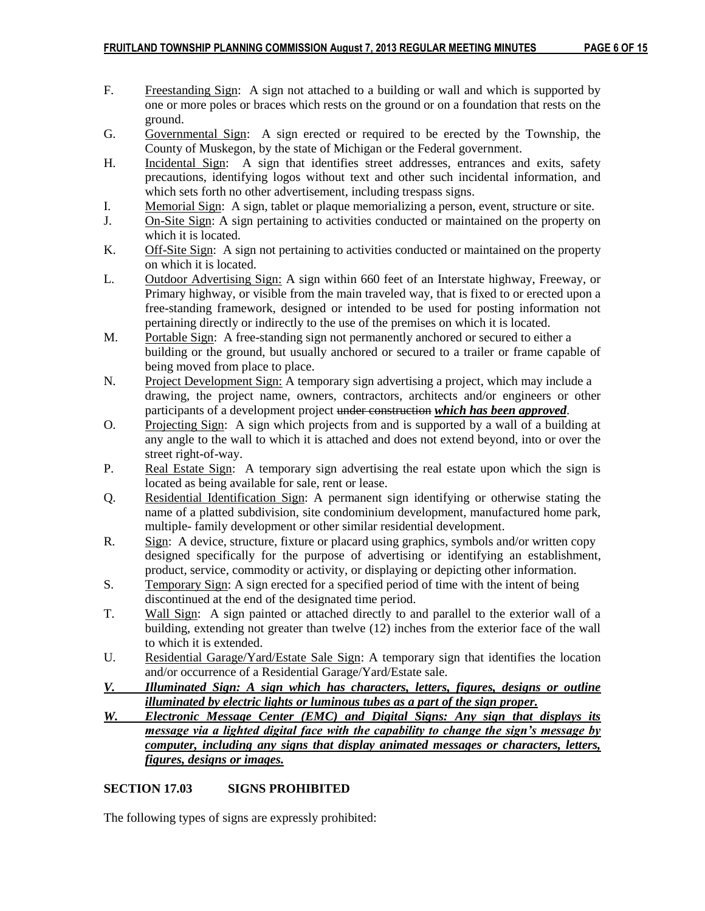F. Freestanding Sign: A sign not attached to a building or wall and which is supported by one or more poles or braces which rests on the ground or on a foundation that rests on the ground.

G. Governmental Sign: A sign erected or required to be erected by the Township, the County of Muskegon, by the state of Michigan or the Federal government.

H. Incidental Sign: A sign that identifies street addresses, entrances and exits, safety precautions, identifying logos without text and other such incidental information, and which sets forth no other advertisement, including trespass signs.

I. Memorial Sign: A sign, tablet or plaque memorializing a person, event, structure or site.

J. On-Site Sign: A sign pertaining to activities conducted or maintained on the property on which it is located.

K. Off-Site Sign: A sign not pertaining to activities conducted or maintained on the property on which it is located.

L. Outdoor Advertising Sign: A sign within 660 feet of an Interstate highway, Freeway, or Primary highway, or visible from the main traveled way, that is fixed to or erected upon a free-standing framework, designed or intended to be used for posting information not pertaining directly or indirectly to the use of the premises on which it is located.

M. Portable Sign: A free-standing sign not permanently anchored or secured to either a building or the ground, but usually anchored or secured to a trailer or frame capable of being moved from place to place.

N. Project Development Sign: A temporary sign advertising a project, which may include a drawing, the project name, owners, contractors, architects and/or engineers or other participants of a development project ~~under construction~~ ***which has been approved***.

O. Projecting Sign: A sign which projects from and is supported by a wall of a building at any angle to the wall to which it is attached and does not extend beyond, into or over the street right-of-way.

P. Real Estate Sign: A temporary sign advertising the real estate upon which the sign is located as being available for sale, rent or lease.

Q. Residential Identification Sign: A permanent sign identifying or otherwise stating the name of a platted subdivision, site condominium development, manufactured home park, multiple- family development or other similar residential development.

R. Sign: A device, structure, fixture or placard using graphics, symbols and/or written copy designed specifically for the purpose of advertising or identifying an establishment, product, service, commodity or activity, or displaying or depicting other information.

S. Temporary Sign: A sign erected for a specified period of time with the intent of being discontinued at the end of the designated time period.

T. Wall Sign: A sign painted or attached directly to and parallel to the exterior wall of a building, extending not greater than twelve (12) inches from the exterior face of the wall to which it is extended.

U. Residential Garage/Yard/Estate Sale Sign: A temporary sign that identifies the location and/or occurrence of a Residential Garage/Yard/Estate sale.

***V. Illuminated Sign: A sign which has characters, letters, figures, designs or outline illuminated by electric lights or luminous tubes as a part of the sign proper.***

***W. Electronic Message Center (EMC) and Digital Signs: Any sign that displays its message via a lighted digital face with the capability to change the sign's message by computer, including any signs that display animated messages or characters, letters, figures, designs or images.***

**SECTION 17.03 SIGNS PROHIBITED**

The following types of signs are expressly prohibited: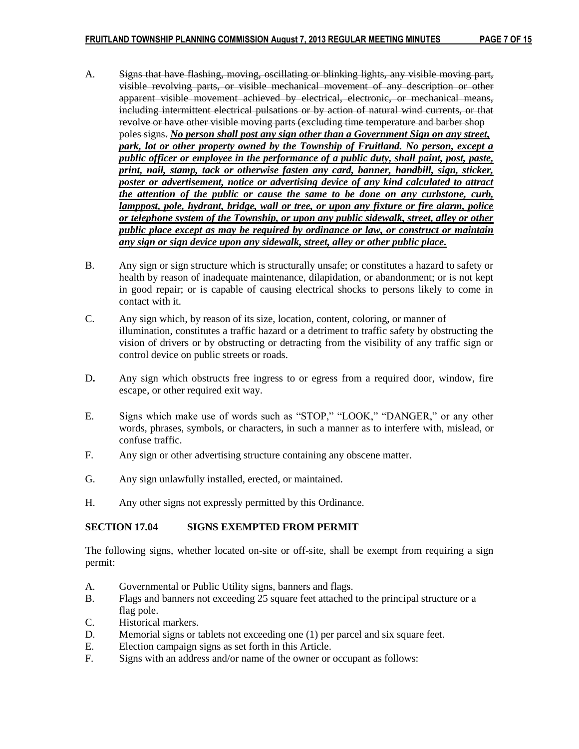A. ~~Signs that have flashing, moving, oscillating or blinking lights, any visible moving part, visible revolving parts, or visible mechanical movement of any description or other apparent visible movement achieved by electrical, electronic, or mechanical means, including intermittent electrical pulsations or by action of natural wind currents, or that revolve or have other visible moving parts (excluding time temperature and barber shop poles signs.~~ ***<u>No person shall post any sign other than a Government Sign on any street, park, lot or other property owned by the Township of Fruitland. No person, except a public officer or employee in the performance of a public duty, shall paint, post, paste, print, nail, stamp, tack or otherwise fasten any card, banner, handbill, sign, sticker, poster or advertisement, notice or advertising device of any kind calculated to attract the attention of the public or cause the same to be done on any curbstone, curb, lamppost, pole, hydrant, bridge, wall or tree, or upon any fixture or fire alarm, police or telephone system of the Township, or upon any public sidewalk, street, alley or other public place except as may be required by ordinance or law, or construct or maintain any sign or sign device upon any sidewalk, street, alley or other public place.</u>***

B. Any sign or sign structure which is structurally unsafe; or constitutes a hazard to safety or health by reason of inadequate maintenance, dilapidation, or abandonment; or is not kept in good repair; or is capable of causing electrical shocks to persons likely to come in contact with it.

C. Any sign which, by reason of its size, location, content, coloring, or manner of illumination, constitutes a traffic hazard or a detriment to traffic safety by obstructing the vision of drivers or by obstructing or detracting from the visibility of any traffic sign or control device on public streets or roads.

D. Any sign which obstructs free ingress to or egress from a required door, window, fire escape, or other required exit way.

E. Signs which make use of words such as "STOP," "LOOK," "DANGER," or any other words, phrases, symbols, or characters, in such a manner as to interfere with, mislead, or confuse traffic.

F. Any sign or other advertising structure containing any obscene matter.

G. Any sign unlawfully installed, erected, or maintained.

H. Any other signs not expressly permitted by this Ordinance.

**SECTION 17.04 SIGNS EXEMPTED FROM PERMIT**

The following signs, whether located on-site or off-site, shall be exempt from requiring a sign permit:

A. Governmental or Public Utility signs, banners and flags.
B. Flags and banners not exceeding 25 square feet attached to the principal structure or a flag pole.
C. Historical markers.
D. Memorial signs or tablets not exceeding one (1) per parcel and six square feet.
E. Election campaign signs as set forth in this Article.
F. Signs with an address and/or name of the owner or occupant as follows: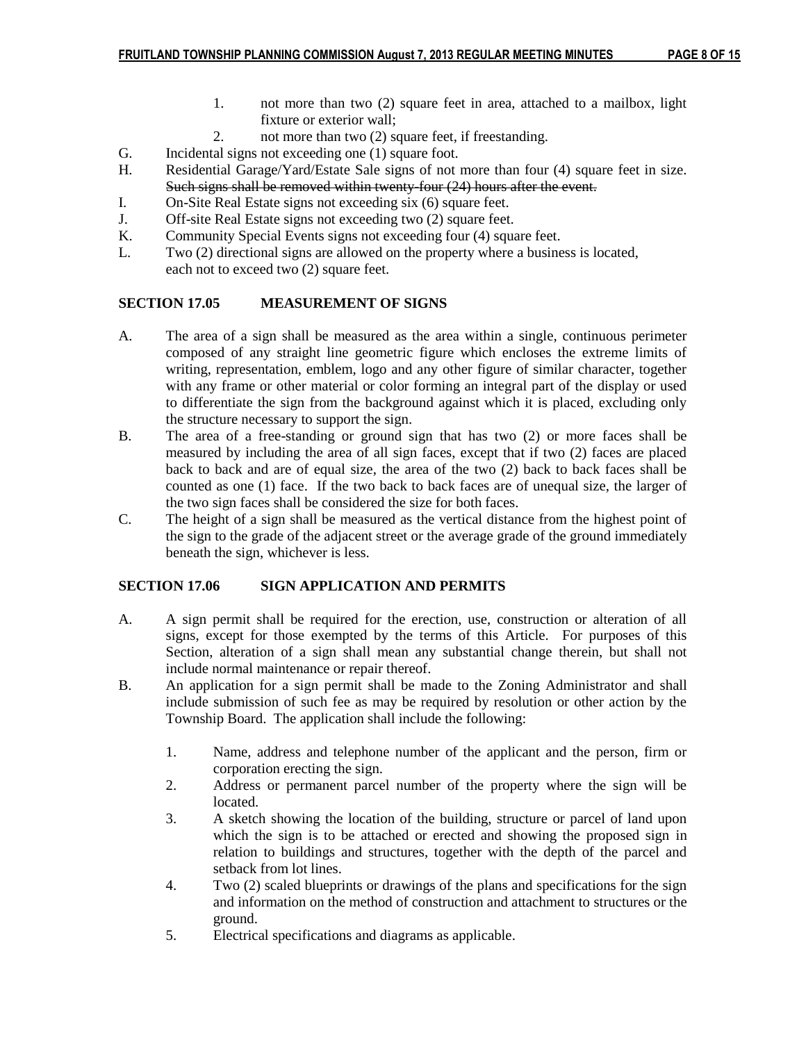1. not more than two (2) square feet in area, attached to a mailbox, light fixture or exterior wall;
2. not more than two (2) square feet, if freestanding.

G. Incidental signs not exceeding one (1) square foot.

H. Residential Garage/Yard/Estate Sale signs of not more than four (4) square feet in size. ~~Such signs shall be removed within twenty-four (24) hours after the event.~~

I. On-Site Real Estate signs not exceeding six (6) square feet.

J. Off-site Real Estate signs not exceeding two (2) square feet.

K. Community Special Events signs not exceeding four (4) square feet.

L. Two (2) directional signs are allowed on the property where a business is located, each not to exceed two (2) square feet.

## SECTION 17.05 MEASUREMENT OF SIGNS

A. The area of a sign shall be measured as the area within a single, continuous perimeter composed of any straight line geometric figure which encloses the extreme limits of writing, representation, emblem, logo and any other figure of similar character, together with any frame or other material or color forming an integral part of the display or used to differentiate the sign from the background against which it is placed, excluding only the structure necessary to support the sign.

B. The area of a free-standing or ground sign that has two (2) or more faces shall be measured by including the area of all sign faces, except that if two (2) faces are placed back to back and are of equal size, the area of the two (2) back to back faces shall be counted as one (1) face. If the two back to back faces are of unequal size, the larger of the two sign faces shall be considered the size for both faces.

C. The height of a sign shall be measured as the vertical distance from the highest point of the sign to the grade of the adjacent street or the average grade of the ground immediately beneath the sign, whichever is less.

## SECTION 17.06 SIGN APPLICATION AND PERMITS

A. A sign permit shall be required for the erection, use, construction or alteration of all signs, except for those exempted by the terms of this Article. For purposes of this Section, alteration of a sign shall mean any substantial change therein, but shall not include normal maintenance or repair thereof.

B. An application for a sign permit shall be made to the Zoning Administrator and shall include submission of such fee as may be required by resolution or other action by the Township Board. The application shall include the following:

   1. Name, address and telephone number of the applicant and the person, firm or corporation erecting the sign.
   2. Address or permanent parcel number of the property where the sign will be located.
   3. A sketch showing the location of the building, structure or parcel of land upon which the sign is to be attached or erected and showing the proposed sign in relation to buildings and structures, together with the depth of the parcel and setback from lot lines.
   4. Two (2) scaled blueprints or drawings of the plans and specifications for the sign and information on the method of construction and attachment to structures or the ground.
   5. Electrical specifications and diagrams as applicable.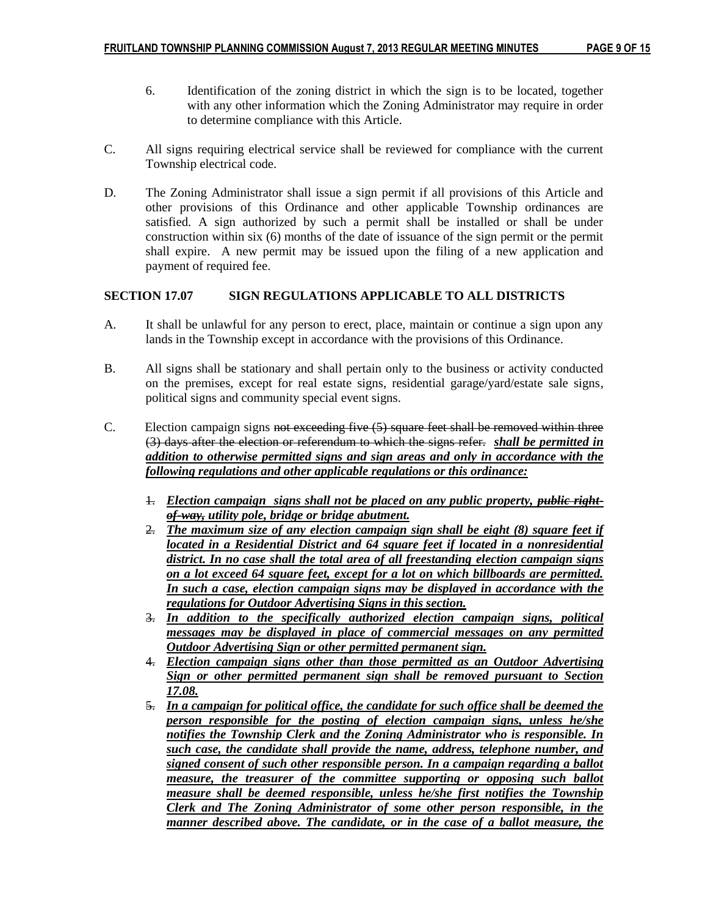6. Identification of the zoning district in which the sign is to be located, together with any other information which the Zoning Administrator may require in order to determine compliance with this Article.

C. All signs requiring electrical service shall be reviewed for compliance with the current Township electrical code.

D. The Zoning Administrator shall issue a sign permit if all provisions of this Article and other provisions of this Ordinance and other applicable Township ordinances are satisfied. A sign authorized by such a permit shall be installed or shall be under construction within six (6) months of the date of issuance of the sign permit or the permit shall expire. A new permit may be issued upon the filing of a new application and payment of required fee.

**SECTION 17.07 SIGN REGULATIONS APPLICABLE TO ALL DISTRICTS**

A. It shall be unlawful for any person to erect, place, maintain or continue a sign upon any lands in the Township except in accordance with the provisions of this Ordinance.

B. All signs shall be stationary and shall pertain only to the business or activity conducted on the premises, except for real estate signs, residential garage/yard/estate sale signs, political signs and community special event signs.

C. Election campaign signs ~~not exceeding five (5) square feet shall be removed within three (3) days after the election or referendum to which the signs refer.~~ ***shall be permitted in addition to otherwise permitted signs and sign areas and only in accordance with the following regulations and other applicable regulations or this ordinance:***

~~1.~~ ***Election campaign signs shall not be placed on any public property, ~~public right-of-way,~~ utility pole, bridge or bridge abutment.***

~~2.~~ ***The maximum size of any election campaign sign shall be eight (8) square feet if located in a Residential District and 64 square feet if located in a nonresidential district. In no case shall the total area of all freestanding election campaign signs on a lot exceed 64 square feet, except for a lot on which billboards are permitted. In such a case, election campaign signs may be displayed in accordance with the regulations for Outdoor Advertising Signs in this section.***

~~3.~~ ***In addition to the specifically authorized election campaign signs, political messages may be displayed in place of commercial messages on any permitted Outdoor Advertising Sign or other permitted permanent sign.***

~~4.~~ ***Election campaign signs other than those permitted as an Outdoor Advertising Sign or other permitted permanent sign shall be removed pursuant to Section 17.08.***

~~5.~~ ***In a campaign for political office, the candidate for such office shall be deemed the person responsible for the posting of election campaign signs, unless he/she notifies the Township Clerk and the Zoning Administrator who is responsible. In such case, the candidate shall provide the name, address, telephone number, and signed consent of such other responsible person. In a campaign regarding a ballot measure, the treasurer of the committee supporting or opposing such ballot measure shall be deemed responsible, unless he/she first notifies the Township Clerk and The Zoning Administrator of some other person responsible, in the manner described above. The candidate, or in the case of a ballot measure, the***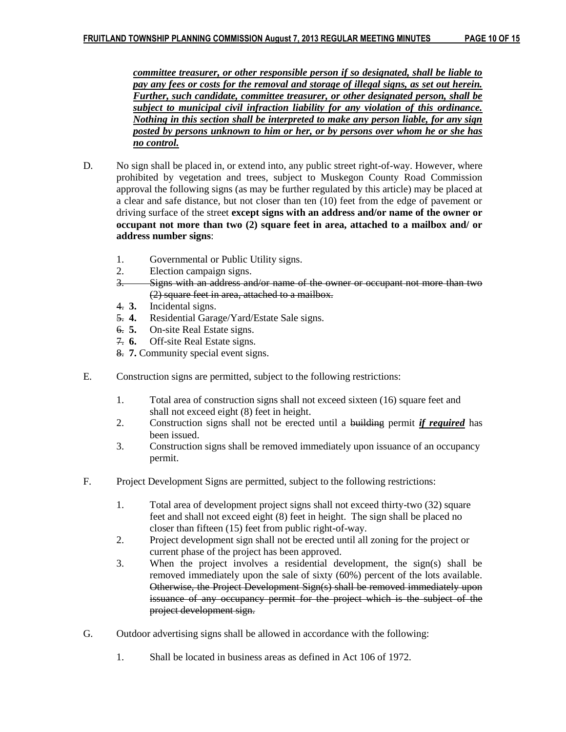***<u>committee treasurer, or other responsible person if so designated, shall be liable to pay any fees or costs for the removal and storage of illegal signs, as set out herein. Further, such candidate, committee treasurer, or other designated person, shall be subject to municipal civil infraction liability for any violation of this ordinance. Nothing in this section shall be interpreted to make any person liable, for any sign posted by persons unknown to him or her, or by persons over whom he or she has no control.</u>***

D. No sign shall be placed in, or extend into, any public street right-of-way. However, where prohibited by vegetation and trees, subject to Muskegon County Road Commission approval the following signs (as may be further regulated by this article) may be placed at a clear and safe distance, but not closer than ten (10) feet from the edge of pavement or driving surface of the street **except signs with an address and/or name of the owner or occupant not more than two (2) square feet in area, attached to a mailbox and/ or address number signs**:

1. Governmental or Public Utility signs.
2. Election campaign signs.
3. ~~Signs with an address and/or name of the owner or occupant not more than two (2) square feet in area, attached to a mailbox.~~

~~4.~~ **3.** Incidental signs.
~~5.~~ **4.** Residential Garage/Yard/Estate Sale signs.
~~6.~~ **5.** On-site Real Estate signs.
~~7.~~ **6.** Off-site Real Estate signs.
~~8.~~ **7.** Community special event signs.

E. Construction signs are permitted, subject to the following restrictions:

1. Total area of construction signs shall not exceed sixteen (16) square feet and shall not exceed eight (8) feet in height.
2. Construction signs shall not be erected until a ~~building~~ permit ***<u>if required</u>*** has been issued.
3. Construction signs shall be removed immediately upon issuance of an occupancy permit.

F. Project Development Signs are permitted, subject to the following restrictions:

1. Total area of development project signs shall not exceed thirty-two (32) square feet and shall not exceed eight (8) feet in height. The sign shall be placed no closer than fifteen (15) feet from public right-of-way.
2. Project development sign shall not be erected until all zoning for the project or current phase of the project has been approved.
3. When the project involves a residential development, the sign(s) shall be removed immediately upon the sale of sixty (60%) percent of the lots available. ~~Otherwise, the Project Development Sign(s) shall be removed immediately upon issuance of any occupancy permit for the project which is the subject of the project development sign.~~

G. Outdoor advertising signs shall be allowed in accordance with the following:

1. Shall be located in business areas as defined in Act 106 of 1972.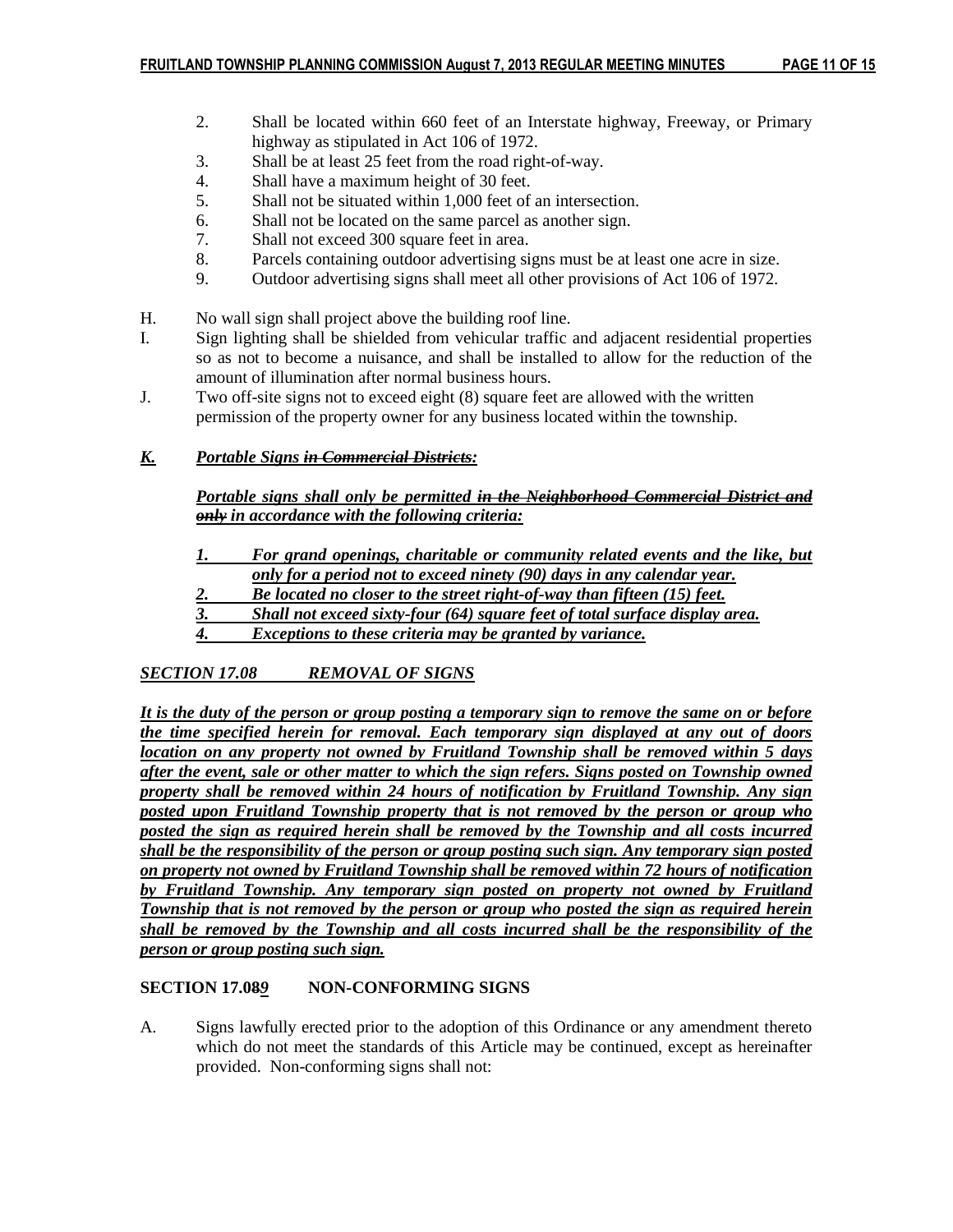2. Shall be located within 660 feet of an Interstate highway, Freeway, or Primary highway as stipulated in Act 106 of 1972.
3. Shall be at least 25 feet from the road right-of-way.
4. Shall have a maximum height of 30 feet.
5. Shall not be situated within 1,000 feet of an intersection.
6. Shall not be located on the same parcel as another sign.
7. Shall not exceed 300 square feet in area.
8. Parcels containing outdoor advertising signs must be at least one acre in size.
9. Outdoor advertising signs shall meet all other provisions of Act 106 of 1972.

H. No wall sign shall project above the building roof line.

I. Sign lighting shall be shielded from vehicular traffic and adjacent residential properties so as not to become a nuisance, and shall be installed to allow for the reduction of the amount of illumination after normal business hours.

J. Two off-site signs not to exceed eight (8) square feet are allowed with the written permission of the property owner for any business located within the township.

***K. Portable Signs ~~in Commercial Districts~~:***

***Portable signs shall only be permitted ~~in the Neighborhood Commercial District and only~~ in accordance with the following criteria:***

1. ***For grand openings, charitable or community related events and the like, but only for a period not to exceed ninety (90) days in any calendar year.***
2. ***Be located no closer to the street right-of-way than fifteen (15) feet.***
3. ***Shall not exceed sixty-four (64) square feet of total surface display area.***
4. ***Exceptions to these criteria may be granted by variance.***

***SECTION 17.08 REMOVAL OF SIGNS***

***It is the duty of the person or group posting a temporary sign to remove the same on or before the time specified herein for removal. Each temporary sign displayed at any out of doors location on any property not owned by Fruitland Township shall be removed within 5 days after the event, sale or other matter to which the sign refers. Signs posted on Township owned property shall be removed within 24 hours of notification by Fruitland Township. Any sign posted upon Fruitland Township property that is not removed by the person or group who posted the sign as required herein shall be removed by the Township and all costs incurred shall be the responsibility of the person or group posting such sign. Any temporary sign posted on property not owned by Fruitland Township shall be removed within 72 hours of notification by Fruitland Township. Any temporary sign posted on property not owned by Fruitland Township that is not removed by the person or group who posted the sign as required herein shall be removed by the Township and all costs incurred shall be the responsibility of the person or group posting such sign.***

**SECTION 17.0~~8~~*9* NON-CONFORMING SIGNS**

A. Signs lawfully erected prior to the adoption of this Ordinance or any amendment thereto which do not meet the standards of this Article may be continued, except as hereinafter provided. Non-conforming signs shall not: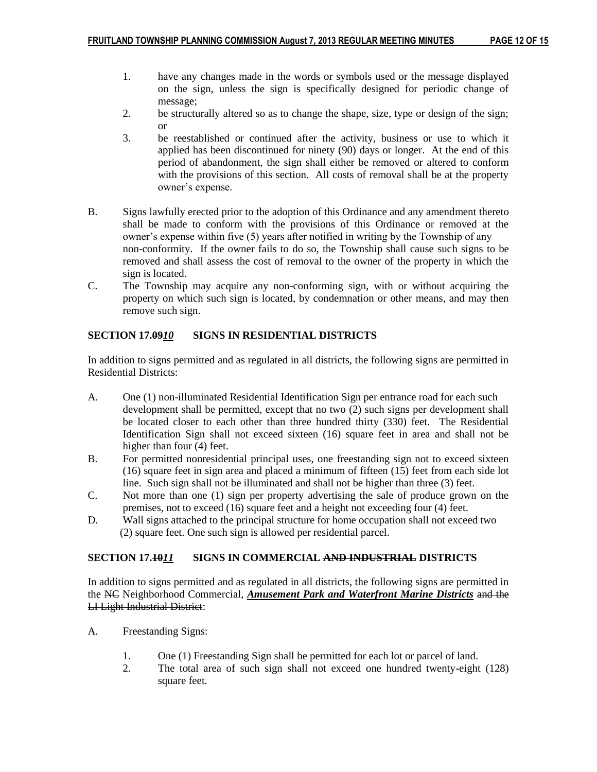1. have any changes made in the words or symbols used or the message displayed on the sign, unless the sign is specifically designed for periodic change of message;
2. be structurally altered so as to change the shape, size, type or design of the sign; or
3. be reestablished or continued after the activity, business or use to which it applied has been discontinued for ninety (90) days or longer. At the end of this period of abandonment, the sign shall either be removed or altered to conform with the provisions of this section. All costs of removal shall be at the property owner's expense.

B. Signs lawfully erected prior to the adoption of this Ordinance and any amendment thereto shall be made to conform with the provisions of this Ordinance or removed at the owner's expense within five (5) years after notified in writing by the Township of any non-conformity. If the owner fails to do so, the Township shall cause such signs to be removed and shall assess the cost of removal to the owner of the property in which the sign is located.

C. The Township may acquire any non-conforming sign, with or without acquiring the property on which such sign is located, by condemnation or other means, and may then remove such sign.

## SECTION 17.~~09~~*10* SIGNS IN RESIDENTIAL DISTRICTS

In addition to signs permitted and as regulated in all districts, the following signs are permitted in Residential Districts:

A. One (1) non-illuminated Residential Identification Sign per entrance road for each such development shall be permitted, except that no two (2) such signs per development shall be located closer to each other than three hundred thirty (330) feet. The Residential Identification Sign shall not exceed sixteen (16) square feet in area and shall not be higher than four (4) feet.

B. For permitted nonresidential principal uses, one freestanding sign not to exceed sixteen (16) square feet in sign area and placed a minimum of fifteen (15) feet from each side lot line. Such sign shall not be illuminated and shall not be higher than three (3) feet.

C. Not more than one (1) sign per property advertising the sale of produce grown on the premises, not to exceed (16) square feet and a height not exceeding four (4) feet.

D. Wall signs attached to the principal structure for home occupation shall not exceed two (2) square feet. One such sign is allowed per residential parcel.

## SECTION 17.~~10~~***11*** SIGNS IN COMMERCIAL ~~AND INDUSTRIAL~~ DISTRICTS

In addition to signs permitted and as regulated in all districts, the following signs are permitted in the ~~NC~~ Neighborhood Commercial, ***Amusement Park and Waterfront Marine Districts*** ~~and the LI Light Industrial District~~:

A. Freestanding Signs:

1. One (1) Freestanding Sign shall be permitted for each lot or parcel of land.
2. The total area of such sign shall not exceed one hundred twenty-eight (128) square feet.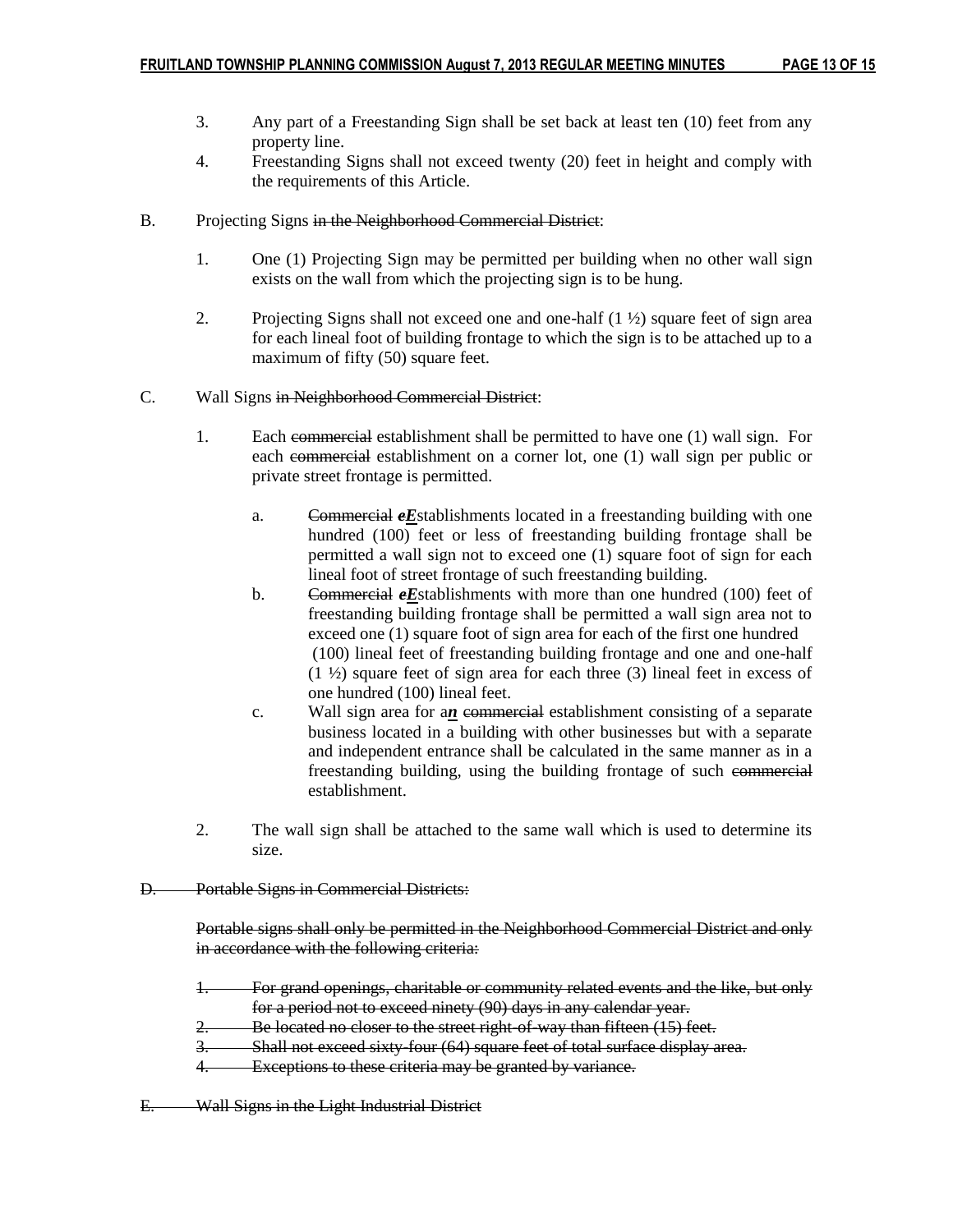3. Any part of a Freestanding Sign shall be set back at least ten (10) feet from any property line.
4. Freestanding Signs shall not exceed twenty (20) feet in height and comply with the requirements of this Article.

B. Projecting Signs ~~in the Neighborhood Commercial District~~:

1. One (1) Projecting Sign may be permitted per building when no other wall sign exists on the wall from which the projecting sign is to be hung.

2. Projecting Signs shall not exceed one and one-half (1 ½) square feet of sign area for each lineal foot of building frontage to which the sign is to be attached up to a maximum of fifty (50) square feet.

C. Wall Signs ~~in Neighborhood Commercial District~~:

1. Each ~~commercial~~ establishment shall be permitted to have one (1) wall sign. For each ~~commercial~~ establishment on a corner lot, one (1) wall sign per public or private street frontage is permitted.

   a. ~~Commercial~~ ~~*e*~~***E***stablishments located in a freestanding building with one hundred (100) feet or less of freestanding building frontage shall be permitted a wall sign not to exceed one (1) square foot of sign for each lineal foot of street frontage of such freestanding building.
   b. ~~Commercial~~ ~~*e*~~***E***stablishments with more than one hundred (100) feet of freestanding building frontage shall be permitted a wall sign area not to exceed one (1) square foot of sign area for each of the first one hundred (100) lineal feet of freestanding building frontage and one and one-half (1 ½) square feet of sign area for each three (3) lineal feet in excess of one hundred (100) lineal feet.
   c. Wall sign area for a***n*** ~~commercial~~ establishment consisting of a separate business located in a building with other businesses but with a separate and independent entrance shall be calculated in the same manner as in a freestanding building, using the building frontage of such ~~commercial~~ establishment.

2. The wall sign shall be attached to the same wall which is used to determine its size.

~~D. Portable Signs in Commercial Districts:~~

~~Portable signs shall only be permitted in the Neighborhood Commercial District and only in accordance with the following criteria:~~

~~1. For grand openings, charitable or community related events and the like, but only for a period not to exceed ninety (90) days in any calendar year.~~
~~2. Be located no closer to the street right-of-way than fifteen (15) feet.~~
~~3. Shall not exceed sixty-four (64) square feet of total surface display area.~~
~~4. Exceptions to these criteria may be granted by variance.~~

~~E. Wall Signs in the Light Industrial District~~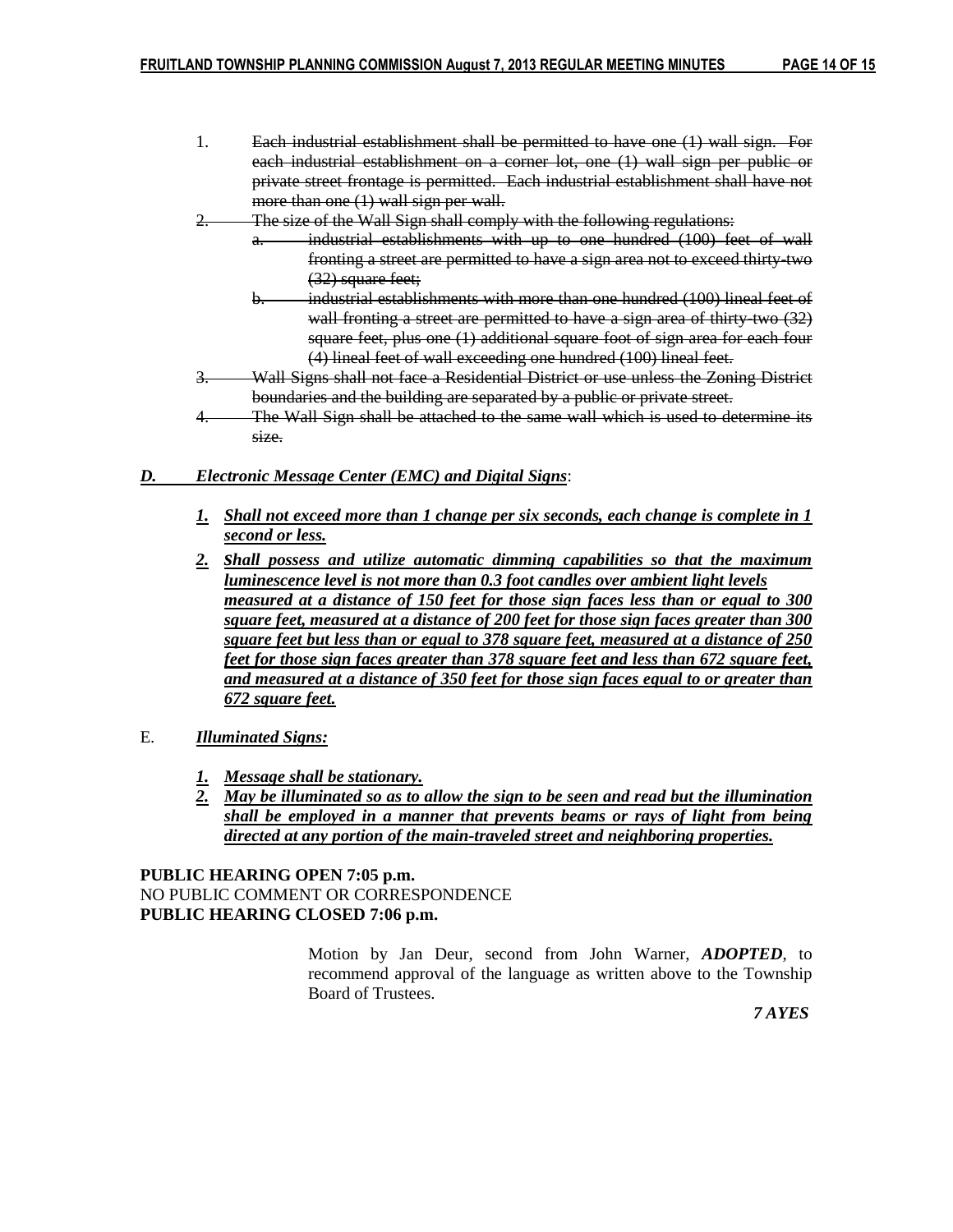1. ~~Each industrial establishment shall be permitted to have one (1) wall sign. For each industrial establishment on a corner lot, one (1) wall sign per public or private street frontage is permitted. Each industrial establishment shall have not more than one (1) wall sign per wall.~~
2. ~~The size of the Wall Sign shall comply with the following regulations:~~
   a. ~~industrial establishments with up to one hundred (100) feet of wall fronting a street are permitted to have a sign area not to exceed thirty-two (32) square feet;~~
   b. ~~industrial establishments with more than one hundred (100) lineal feet of wall fronting a street are permitted to have a sign area of thirty-two (32) square feet, plus one (1) additional square foot of sign area for each four (4) lineal feet of wall exceeding one hundred (100) lineal feet.~~
3. ~~Wall Signs shall not face a Residential District or use unless the Zoning District boundaries and the building are separated by a public or private street.~~
4. ~~The Wall Sign shall be attached to the same wall which is used to determine its size.~~

***D. <u>Electronic Message Center (EMC) and Digital Signs</u>***:

1. ***<u>Shall not exceed more than 1 change per six seconds, each change is complete in 1 second or less.</u>***
2. ***<u>Shall possess and utilize automatic dimming capabilities so that the maximum luminescence level is not more than 0.3 foot candles over ambient light levels measured at a distance of 150 feet for those sign faces less than or equal to 300 square feet, measured at a distance of 200 feet for those sign faces greater than 300 square feet but less than or equal to 378 square feet, measured at a distance of 250 feet for those sign faces greater than 378 square feet and less than 672 square feet, and measured at a distance of 350 feet for those sign faces equal to or greater than 672 square feet.</u>***

E. ***<u>Illuminated Signs:</u>***

1. ***<u>Message shall be stationary.</u>***
2. ***<u>May be illuminated so as to allow the sign to be seen and read but the illumination shall be employed in a manner that prevents beams or rays of light from being directed at any portion of the main-traveled street and neighboring properties.</u>***

**PUBLIC HEARING OPEN 7:05 p.m.**
NO PUBLIC COMMENT OR CORRESPONDENCE
**PUBLIC HEARING CLOSED 7:06 p.m.**

Motion by Jan Deur, second from John Warner, ***ADOPTED***, to recommend approval of the language as written above to the Township Board of Trustees.

***7 AYES***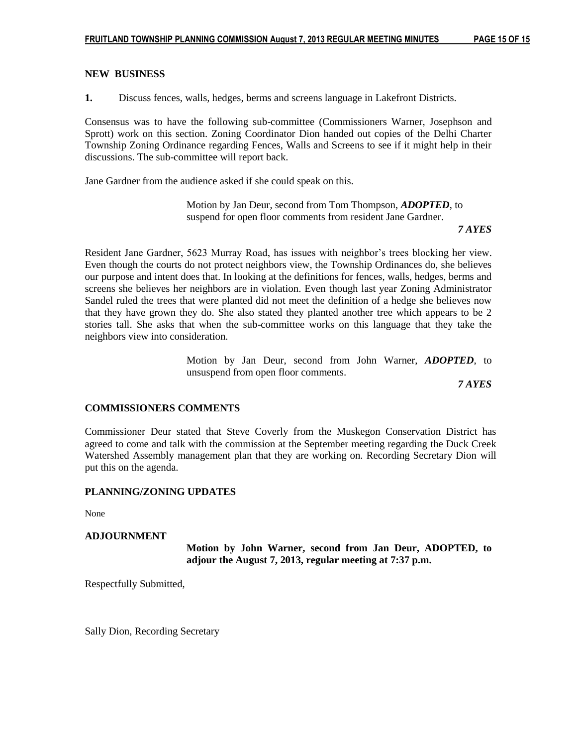## NEW BUSINESS

**1.** Discuss fences, walls, hedges, berms and screens language in Lakefront Districts.

Consensus was to have the following sub-committee (Commissioners Warner, Josephson and Sprott) work on this section. Zoning Coordinator Dion handed out copies of the Delhi Charter Township Zoning Ordinance regarding Fences, Walls and Screens to see if it might help in their discussions. The sub-committee will report back.

Jane Gardner from the audience asked if she could speak on this.

> Motion by Jan Deur, second from Tom Thompson, ***ADOPTED***, to suspend for open floor comments from resident Jane Gardner.
>
> ***7 AYES***

Resident Jane Gardner, 5623 Murray Road, has issues with neighbor's trees blocking her view. Even though the courts do not protect neighbors view, the Township Ordinances do, she believes our purpose and intent does that. In looking at the definitions for fences, walls, hedges, berms and screens she believes her neighbors are in violation. Even though last year Zoning Administrator Sandel ruled the trees that were planted did not meet the definition of a hedge she believes now that they have grown they do. She also stated they planted another tree which appears to be 2 stories tall. She asks that when the sub-committee works on this language that they take the neighbors view into consideration.

> Motion by Jan Deur, second from John Warner, ***ADOPTED***, to unsuspend from open floor comments.
>
> ***7 AYES***

## COMMISSIONERS COMMENTS

Commissioner Deur stated that Steve Coverly from the Muskegon Conservation District has agreed to come and talk with the commission at the September meeting regarding the Duck Creek Watershed Assembly management plan that they are working on. Recording Secretary Dion will put this on the agenda.

## PLANNING/ZONING UPDATES

None

## ADJOURNMENT

> **Motion by John Warner, second from Jan Deur, ADOPTED, to adjour the August 7, 2013, regular meeting at 7:37 p.m.**

Respectfully Submitted,

Sally Dion, Recording Secretary